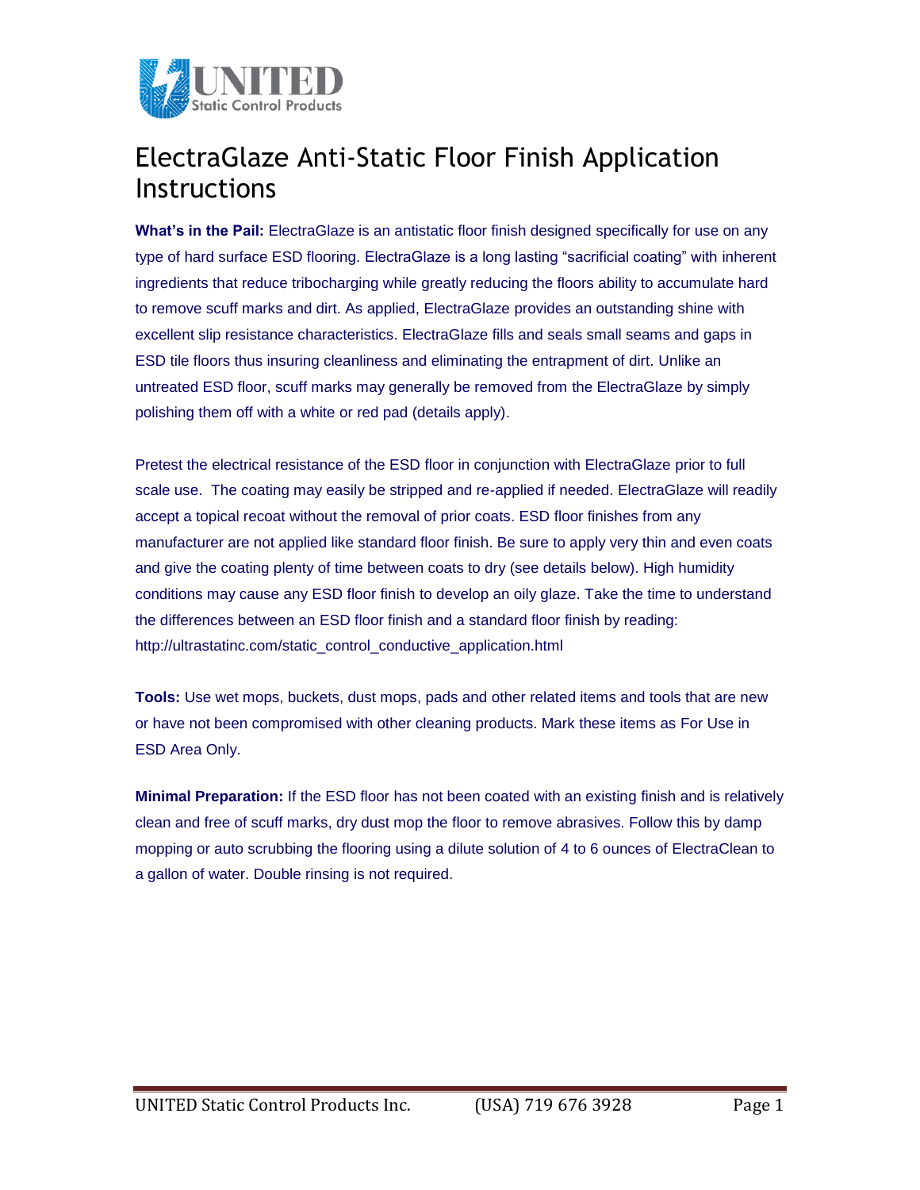# ElectraGlaze Anti-Static Floor Finish Application Instructions

**What's in the Pail:** ElectraGlaze is an antistatic floor finish designed specifically for use on any type of hard surface ESD flooring. ElectraGlaze is a long lasting "sacrificial coating" with inherent ingredients that reduce tribocharging while greatly reducing the floors ability to accumulate hard to remove scuff marks and dirt. As applied, ElectraGlaze provides an outstanding shine with excellent slip resistance characteristics. ElectraGlaze fills and seals small seams and gaps in ESD tile floors thus insuring cleanliness and eliminating the entrapment of dirt. Unlike an untreated ESD floor, scuff marks may generally be removed from the ElectraGlaze by simply polishing them off with a white or red pad (details apply).

Pretest the electrical resistance of the ESD floor in conjunction with ElectraGlaze prior to full scale use. The coating may easily be stripped and re-applied if needed. ElectraGlaze will readily accept a topical recoat without the removal of prior coats. ESD floor finishes from any manufacturer are not applied like standard floor finish. Be sure to apply very thin and even coats and give the coating plenty of time between coats to dry (see details below). High humidity conditions may cause any ESD floor finish to develop an oily glaze. Take the time to understand the differences between an ESD floor finish and a standard floor finish by reading: http://ultrastatinc.com/static_control_conductive_application.html

**Tools:** Use wet mops, buckets, dust mops, pads and other related items and tools that are new or have not been compromised with other cleaning products. Mark these items as For Use in ESD Area Only.

**Minimal Preparation:** If the ESD floor has not been coated with an existing finish and is relatively clean and free of scuff marks, dry dust mop the floor to remove abrasives. Follow this by damp mopping or auto scrubbing the flooring using a dilute solution of 4 to 6 ounces of ElectraClean to a gallon of water. Double rinsing is not required.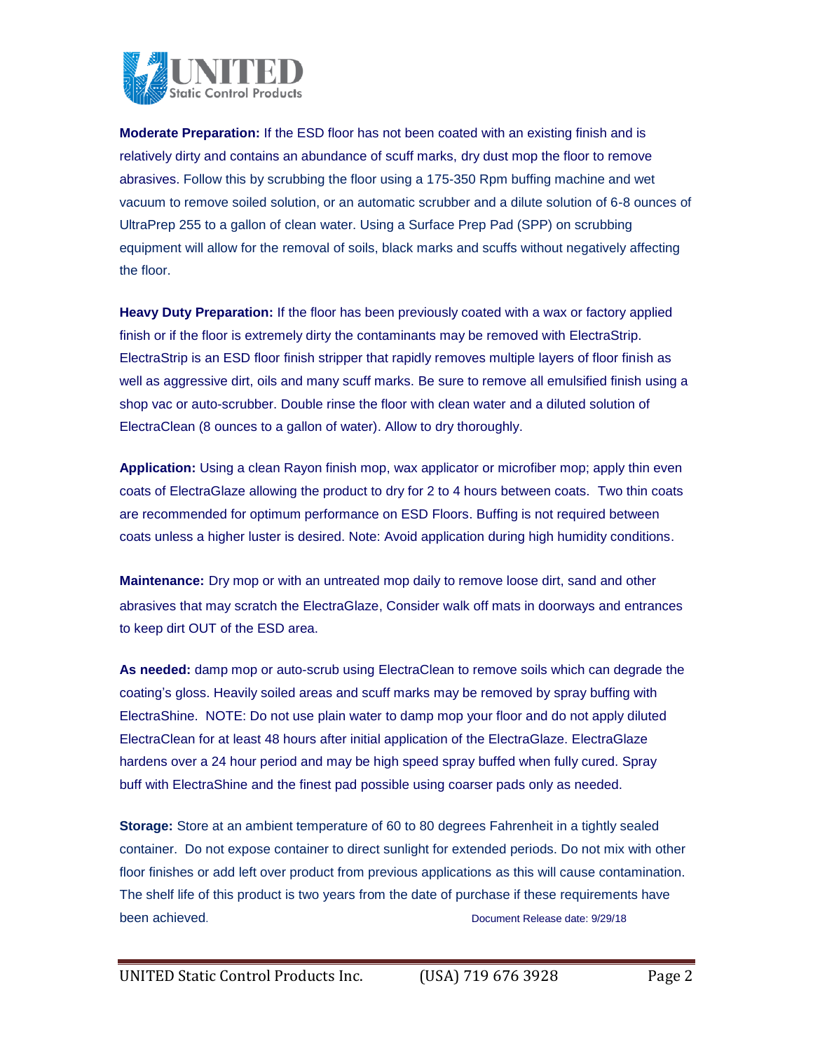**Moderate Preparation:** If the ESD floor has not been coated with an existing finish and is relatively dirty and contains an abundance of scuff marks, dry dust mop the floor to remove abrasives. Follow this by scrubbing the floor using a 175-350 Rpm buffing machine and wet vacuum to remove soiled solution, or an automatic scrubber and a dilute solution of 6-8 ounces of UltraPrep 255 to a gallon of clean water. Using a Surface Prep Pad (SPP) on scrubbing equipment will allow for the removal of soils, black marks and scuffs without negatively affecting the floor.

**Heavy Duty Preparation:** If the floor has been previously coated with a wax or factory applied finish or if the floor is extremely dirty the contaminants may be removed with ElectraStrip. ElectraStrip is an ESD floor finish stripper that rapidly removes multiple layers of floor finish as well as aggressive dirt, oils and many scuff marks. Be sure to remove all emulsified finish using a shop vac or auto-scrubber. Double rinse the floor with clean water and a diluted solution of ElectraClean (8 ounces to a gallon of water). Allow to dry thoroughly.

**Application:** Using a clean Rayon finish mop, wax applicator or microfiber mop; apply thin even coats of ElectraGlaze allowing the product to dry for 2 to 4 hours between coats. Two thin coats are recommended for optimum performance on ESD Floors. Buffing is not required between coats unless a higher luster is desired. Note: Avoid application during high humidity conditions.

**Maintenance:** Dry mop or with an untreated mop daily to remove loose dirt, sand and other abrasives that may scratch the ElectraGlaze, Consider walk off mats in doorways and entrances to keep dirt OUT of the ESD area.

**As needed:** damp mop or auto-scrub using ElectraClean to remove soils which can degrade the coating's gloss. Heavily soiled areas and scuff marks may be removed by spray buffing with ElectraShine. NOTE: Do not use plain water to damp mop your floor and do not apply diluted ElectraClean for at least 48 hours after initial application of the ElectraGlaze. ElectraGlaze hardens over a 24 hour period and may be high speed spray buffed when fully cured. Spray buff with ElectraShine and the finest pad possible using coarser pads only as needed.

**Storage:** Store at an ambient temperature of 60 to 80 degrees Fahrenheit in a tightly sealed container. Do not expose container to direct sunlight for extended periods. Do not mix with other floor finishes or add left over product from previous applications as this will cause contamination. The shelf life of this product is two years from the date of purchase if these requirements have been achieved.

Document Release date: 9/29/18